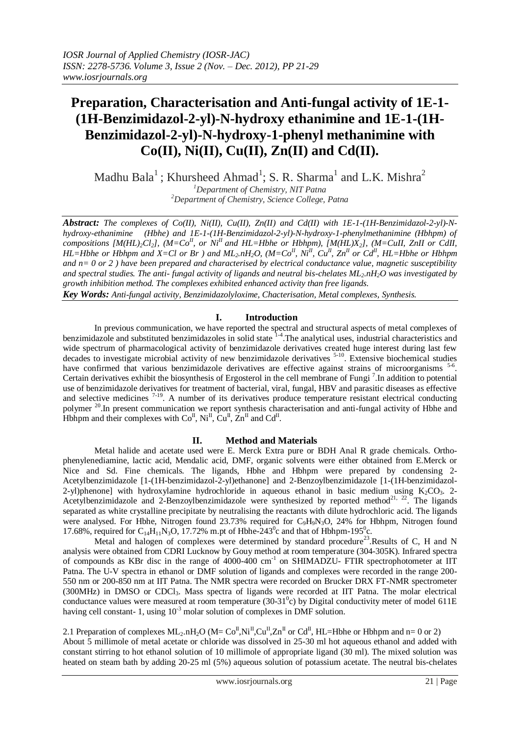# Preparation, Characterisation and Anti-fungal activity of 1E-1-(1H-Benzimidazol-2-yl)-N-hydroxy ethanimine and 1E-1-(1H-Benzimidazol-2-yl)-N-hydroxy-1-phenyl methanimine with Co(II), Ni(II), Cu(II), Zn(II) and Cd(II).

Madhu Bala[1] ; Khursheed Ahmad[1]; S. R. Sharma[1] and L.K. Mishra[2]

[1]Department of Chemistry, NIT Patna
[2]Department of Chemistry, Science College, Patna

***Abstract:*** *The complexes of Co(II), Ni(II), Cu(II), Zn(II) and Cd(II) with 1E-1-(1H-Benzimidazol-2-yl)-N-hydroxy-ethanimine (Hbhe) and 1E-1-(1H-Benzimidazol-2-yl)-N-hydroxy-1-phenylmethanimine (Hbhpm) of compositions $[M(HL)_2Cl_2]$, ($M=Co^{II}$, or $Ni^{II}$ and HL=Hbhe or Hbhpm), $[M(HL)X_2]$, (M=CuII, ZnII or CdII, HL=Hbhe or Hbhpm and X=Cl or Br ) and $ML_2.nH_2O$, ($M=Co^{II}$, $Ni^{II}$, $Cu^{II}$, $Zn^{II}$ or $Cd^{II}$, HL=Hbhe or Hbhpm and n= 0 or 2 ) have been prepared and characterised by electrical conductance value, magnetic susceptibility and spectral studies. The anti- fungal activity of ligands and neutral bis-chelates $ML_2.nH_2O$ was investigated by growth inhibition method. The complexes exhibited enhanced activity than free ligands.*

***Key Words:*** *Anti-fungal activity, Benzimidazolyloxime, Chacterisation, Metal complexes, Synthesis.*

## I. Introduction

In previous communication, we have reported the spectral and structural aspects of metal complexes of benzimidazole and substituted benzimidazoles in solid state [1-4].The analytical uses, industrial characteristics and wide spectrum of pharmacological activity of benzimidazole derivatives created huge interest during last few decades to investigate microbial activity of new benzimidazole derivatives [5-10]. Extensive biochemical studies have confirmed that various benzimidazole derivatives are effective against strains of microorganisms [5-6]. Certain derivatives exhibit the biosynthesis of Ergosterol in the cell membrane of Fungi [7].In addition to potential use of benzimidazole derivatives for treatment of bacterial, viral, fungal, HBV and parasitic diseases as effective and selective medicines [7-19]. A number of its derivatives produce temperature resistant electrical conducting polymer [20].In present communication we report synthesis characterisation and anti-fungal activity of Hbhe and Hbhpm and their complexes with $Co^{II}$, $Ni^{II}$, $Cu^{II}$, $Zn^{II}$ and $Cd^{II}$.

## II. Method and Materials

Metal halide and acetate used were E. Merck Extra pure or BDH Anal R grade chemicals. Ortho-phenylenediamine, lactic acid, Mendalic acid, DMF, organic solvents were either obtained from E.Merck or Nice and Sd. Fine chemicals. The ligands, Hbhe and Hbhpm were prepared by condensing 2-Acetylbenzimidazole [1-(1H-benzimidazol-2-yl)ethanone] and 2-Benzoylbenzimidazole [1-(1H-benzimidazol-2-yl)phenone] with hydroxylamine hydrochloride in aqueous ethanol in basic medium using $K_2CO_3$. 2-Acetylbenzimidazole and 2-Benzoylbenzimidazole were synthesized by reported method[21, 22]. The ligands separated as white crystalline precipitate by neutralising the reactants with dilute hydrochloric acid. The ligands were analysed. For Hbhe, Nitrogen found 23.73% required for $C_9H_9N_3O$, 24% for Hbhpm, Nitrogen found 17.68%, required for $C_{14}H_{11}N_3O$, 17.72% m.pt of Hbhe-243$^0$c and that of Hbhpm-195$^0$c.

Metal and halogen of complexes were determined by standard procedure[23].Results of C, H and N analysis were obtained from CDRI Lucknow by Gouy method at room temperature (304-305K). Infrared spectra of compounds as KBr disc in the range of 4000-400 cm$^{-1}$ on SHIMADZU- FTIR spectrophotometer at IIT Patna. The U-V spectra in ethanol or DMF solution of ligands and complexes were recorded in the range 200-550 nm or 200-850 nm at IIT Patna. The NMR spectra were recorded on Brucker DRX FT-NMR spectrometer (300MHz) in DMSO or $CDCl_3$. Mass spectra of ligands were recorded at IIT Patna. The molar electrical conductance values were measured at room temperature (30-31$^0$c) by Digital conductivity meter of model 611E having cell constant- 1, using $10^{-3}$ molar solution of complexes in DMF solution.

2.1 Preparation of complexes $ML_2.nH_2O$ ($M= Co^{II}$,$Ni^{II}$,$Cu^{II}$,$Zn^{II}$ or $Cd^{II}$, HL=Hbhe or Hbhpm and n= 0 or 2)
About 5 millimole of metal acetate or chloride was dissolved in 25-30 ml hot aqueous ethanol and added with constant stirring to hot ethanol solution of 10 millimole of appropriate ligand (30 ml). The mixed solution was heated on steam bath by adding 20-25 ml (5%) aqueous solution of potassium acetate. The neutral bis-chelates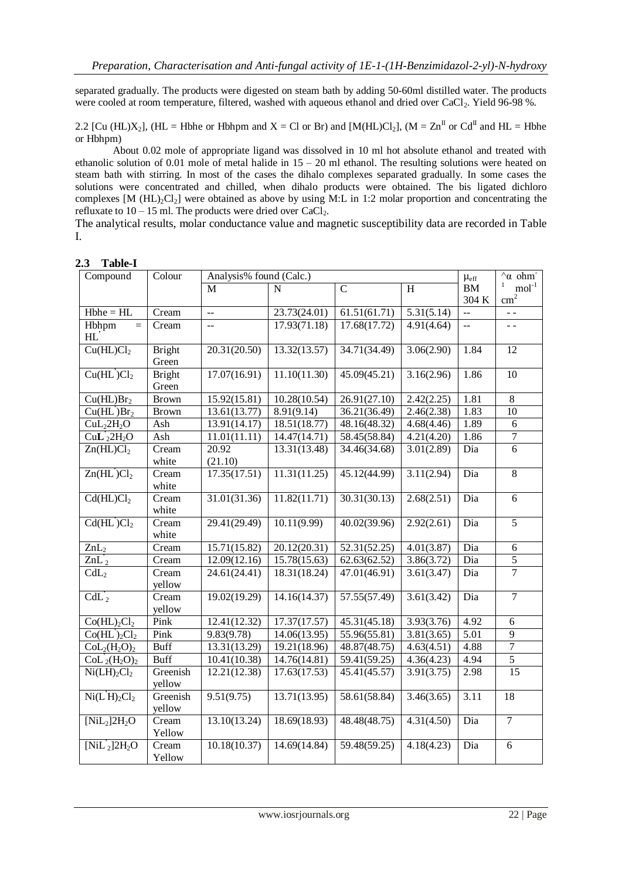separated gradually. The products were digested on steam bath by adding 50-60ml distilled water. The products were cooled at room temperature, filtered, washed with aqueous ethanol and dried over $CaCl_2$. Yield 96-98 %.

2.2 [Cu $(HL)X_2$], (HL = Hbhe or Hbhpm and X = Cl or Br) and [M$(HL)Cl_2$], (M = $Zn^{II}$ or $Cd^{II}$ and HL = Hbhe or Hbhpm)

About 0.02 mole of appropriate ligand was dissolved in 10 ml hot absolute ethanol and treated with ethanolic solution of 0.01 mole of metal halide in 15 – 20 ml ethanol. The resulting solutions were heated on steam bath with stirring. In most of the cases the dihalo complexes separated gradually. In some cases the solutions were concentrated and chilled, when dihalo products were obtained. The bis ligated dichloro complexes [M $(HL)_2Cl_2$] were obtained as above by using M:L in 1:2 molar proportion and concentrating the refluxate to 10 – 15 ml. The products were dried over $CaCl_2$.

The analytical results, molar conductance value and magnetic susceptibility data are recorded in Table I.

**2.3 Table-I**

| Compound | Colour | Analysis% found (Calc.) | | | | $\mu_{eff}$ | ^α ohm$^{-1}$ mol$^{-1}$ cm$^2$ |
|---|---|---|---|---|---|---|---|
| | | M | N | C | H | BM 304 K | |
| Hbhe = HL | Cream | -- | 23.73(24.01) | 61.51(61.71) | 5.31(5.14) | -- | - - |
| Hbhpm = HL' | Cream | -- | 17.93(71.18) | 17.68(17.72) | 4.91(4.64) | -- | - - |
| $Cu(HL)Cl_2$ | Bright Green | 20.31(20.50) | 13.32(13.57) | 34.71(34.49) | 3.06(2.90) | 1.84 | 12 |
| $Cu(HL')Cl_2$ | Bright Green | 17.07(16.91) | 11.10(11.30) | 45.09(45.21) | 3.16(2.96) | 1.86 | 10 |
| $Cu(HL)Br_2$ | Brown | 15.92(15.81) | 10.28(10.54) | 26.91(27.10) | 2.42(2.25) | 1.81 | 8 |
| $Cu(HL')Br_2$ | Brown | 13.61(13.77) | 8.91(9.14) | 36.21(36.49) | 2.46(2.38) | 1.83 | 10 |
| $CuL_2 2H_2O$ | Ash | 13.91(14.17) | 18.51(18.77) | 48.16(48.32) | 4.68(4.46) | 1.89 | 6 |
| $CuL'_2 2H_2O$ | Ash | 11.01(11.11) | 14.47(14.71) | 58.45(58.84) | 4.21(4.20) | 1.86 | 7 |
| $Zn(HL)Cl_2$ | Cream white | 20.92 (21.10) | 13.31(13.48) | 34.46(34.68) | 3.01(2.89) | Dia | 6 |
| $Zn(HL')Cl_2$ | Cream white | 17.35(17.51) | 11.31(11.25) | 45.12(44.99) | 3.11(2.94) | Dia | 8 |
| $Cd(HL)Cl_2$ | Cream white | 31.01(31.36) | 11.82(11.71) | 30.31(30.13) | 2.68(2.51) | Dia | 6 |
| $Cd(HL')Cl_2$ | Cream white | 29.41(29.49) | 10.11(9.99) | 40.02(39.96) | 2.92(2.61) | Dia | 5 |
| $ZnL_2$ | Cream | 15.71(15.82) | 20.12(20.31) | 52.31(52.25) | 4.01(3.87) | Dia | 6 |
| $ZnL'_2$ | Cream | 12.09(12.16) | 15.78(15.63) | 62.63(62.52) | 3.86(3.72) | Dia | 5 |
| $CdL_2$ | Cream yellow | 24.61(24.41) | 18.31(18.24) | 47.01(46.91) | 3.61(3.47) | Dia | 7 |
| $CdL'_2$ | Cream yellow | 19.02(19.29) | 14.16(14.37) | 57.55(57.49) | 3.61(3.42) | Dia | 7 |
| $Co(HL)_2Cl_2$ | Pink | 12.41(12.32) | 17.37(17.57) | 45.31(45.18) | 3.93(3.76) | 4.92 | 6 |
| $Co(HL')_2Cl_2$ | Pink | 9.83(9.78) | 14.06(13.95) | 55.96(55.81) | 3.81(3.65) | 5.01 | 9 |
| $CoL_2(H_2O)_2$ | Buff | 13.31(13.29) | 19.21(18.96) | 48.87(48.75) | 4.63(4.51) | 4.88 | 7 |
| $CoL'_2(H_2O)_2$ | Buff | 10.41(10.38) | 14.76(14.81) | 59.41(59.25) | 4.36(4.23) | 4.94 | 5 |
| $Ni(LH)_2Cl_2$ | Greenish yellow | 12.21(12.38) | 17.63(17.53) | 45.41(45.57) | 3.91(3.75) | 2.98 | 15 |
| $Ni(L'H)_2Cl_2$ | Greenish yellow | 9.51(9.75) | 13.71(13.95) | 58.61(58.84) | 3.46(3.65) | 3.11 | 18 |
| $[NiL_2]2H_2O$ | Cream Yellow | 13.10(13.24) | 18.69(18.93) | 48.48(48.75) | 4.31(4.50) | Dia | 7 |
| $[NiL'_2]2H_2O$ | Cream Yellow | 10.18(10.37) | 14.69(14.84) | 59.48(59.25) | 4.18(4.23) | Dia | 6 |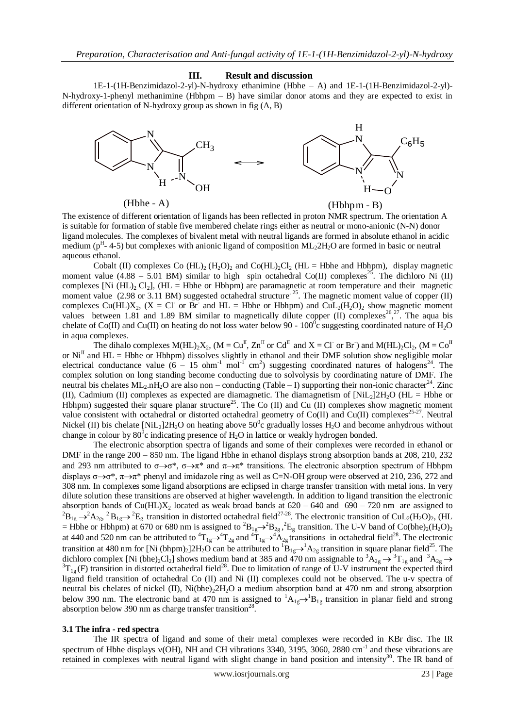## III. Result and discussion

1E-1-(1H-Benzimidazol-2-yl)-N-hydroxy ethanimine (Hbhe – A) and 1E-1-(1H-Benzimidazol-2-yl)-N-hydroxy-1-phenyl methanimine (Hbhpm – B) have similar donor atoms and they are expected to exist in different orientation of N-hydroxy group as shown in fig (A, B)

(Hbhe - A) (Hbhpm - B)

The existence of different orientation of ligands has been reflected in proton NMR spectrum. The orientation A is suitable for formation of stable five membered chelate rings either as neutral or mono-anionic (N-N) donor ligand molecules. The complexes of bivalent metal with neutral ligands are formed in absolute ethanol in acidic medium ($p^H$- 4-5) but complexes with anionic ligand of composition $ML_2 2H_2O$ are formed in basic or neutral aqueous ethanol.

Cobalt (II) complexes Co $(HL)_2$ $(H_2O)_2$ and $Co(HL)_2Cl_2$ (HL = Hbhe and Hbhpm), display magnetic moment value (4.88 – 5.01 BM) similar to high spin octahedral Co(II) complexes[25]. The dichloro Ni (II) complexes [Ni $(HL)_2$ $Cl_2$], (HL = Hbhe or Hbhpm) are paramagnetic at room temperature and their magnetic moment value (2.98 or 3.11 BM) suggested octahedral structure[25]. The magnetic moment value of copper (II) complexes $Cu(HL)X_2$, (X = $Cl^-$ or $Br^-$ and HL = Hbhe or Hbhpm) and $CuL_2(H_2O)_2$ show magnetic moment values between 1.81 and 1.89 BM similar to magnetically dilute copper (II) complexes[26,27]. The aqua bis chelate of Co(II) and Cu(II) on heating do not loss water below 90 - 100$^0$c suggesting coordinated nature of $H_2O$ in aqua complexes.

The dihalo complexes $M(HL)_2X_2$, (M = $Cu^{II}$, $Zn^{II}$ or $Cd^{II}$ and X = $Cl^-$ or $Br^-$) and $M(HL)_2Cl_2$, (M = $Co^{II}$ or $Ni^{II}$ and HL = Hbhe or Hbhpm) dissolves slightly in ethanol and their DMF solution show negligible molar electrical conductance value (6 – 15 $ohm^{-1}$ $mol^{-1}$ $cm^2$) suggesting coordinated natures of halogens[24]. The complex solution on long standing become conducting due to solvolysis by coordinating nature of DMF. The neutral bis chelates $ML_2.nH_2O$ are also non – conducting (Table – I) supporting their non-ionic character[24]. Zinc (II), Cadmium (II) complexes as expected are diamagnetic. The diamagnetism of $[NiL_2]2H_2O$ (HL = Hbhe or Hbhpm) suggested their square planar structure[25]. The Co (II) and Cu (II) complexes show magnetic moment value consistent with octahedral or distorted octahedral geometry of Co(II) and Cu(II) complexes[25-27]. Neutral Nickel (II) bis chelate $[NiL_2]2H_2O$ on heating above 50$^0$c gradually losses $H_2O$ and become anhydrous without change in colour by 80$^0$c indicating presence of $H_2O$ in lattice or weakly hydrogen bonded.

The electronic absorption spectra of ligands and some of their complexes were recorded in ethanol or DMF in the range 200 – 850 nm. The ligand Hbhe in ethanol displays strong absorption bands at 208, 210, 232 and 293 nm attributed to $\sigma\rightarrow\sigma^*$, $\sigma\rightarrow\pi^*$ and $\pi\rightarrow\pi^*$ transitions. The electronic absorption spectrum of Hbhpm displays $\sigma\rightarrow\sigma^*$, $\pi\rightarrow\pi^*$ phenyl and imidazole ring as well as C=N-OH group were observed at 210, 236, 272 and 308 nm. In complexes some ligand absorptions are eclipsed in charge transfer transition with metal ions. In very dilute solution these transitions are observed at higher wavelength. In addition to ligand transition the electronic absorption bands of $Cu(HL)X_2$ located as weak broad bands at 620 – 640 and 690 – 720 nm are assigned to $^2B_{1g}\rightarrow{}^2A_{2g}$, $^2B_{1g}\rightarrow{}^2E_g$ transition in distorted octahedral field[27-28]. The electronic transition of $CuL_2(H_2O)_2$, (HL = Hbhe or Hbhpm) at 670 or 680 nm is assigned to $^2B_{1g}\rightarrow{}^2B_{2g}$, $^2E_g$ transition. The U-V band of $Co(bhe)_2(H_2O)_2$ at 440 and 520 nm can be attributed to $^4T_{1g}\rightarrow{}^4T_{2g}$ and $^4T_{1g}\rightarrow{}^4A_{2g}$ transitions in octahedral field[28]. The electronic transition at 480 nm for $[Ni(bhpm)_2]2H_2O$ can be attributed to $^1B_{1g}\rightarrow{}^1A_{2g}$ transition in square planar field[25]. The dichloro complex $[Ni(bhe)_2Cl_2]$ shows medium band at 385 and 470 nm assignable to $^3A_{2g}\rightarrow{}^3T_{1g}$ and $^3A_{2g}\rightarrow{}^3T_{1g}(F)$ transition in distorted octahedral field[28]. Due to limitation of range of U-V instrument the expected third ligand field transition of octahedral Co (II) and Ni (II) complexes could not be observed. The u-v spectra of neutral bis chelates of nickel (II), $Ni(bhe)_2 2H_2O$ a medium absorption band at 470 nm and strong absorption below 390 nm. The electronic band at 470 nm is assigned to $^1A_{1g}\rightarrow{}^1B_{1g}$ transition in planar field and strong absorption below 390 nm as charge transfer transition[28].

### 3.1 The infra - red spectra

The IR spectra of ligand and some of their metal complexes were recorded in KBr disc. The IR spectrum of Hbhe displays ν(OH), NH and CH vibrations 3340, 3195, 3060, 2880 $cm^{-1}$ and these vibrations are retained in complexes with neutral ligand with slight change in band position and intensity[30]. The IR band of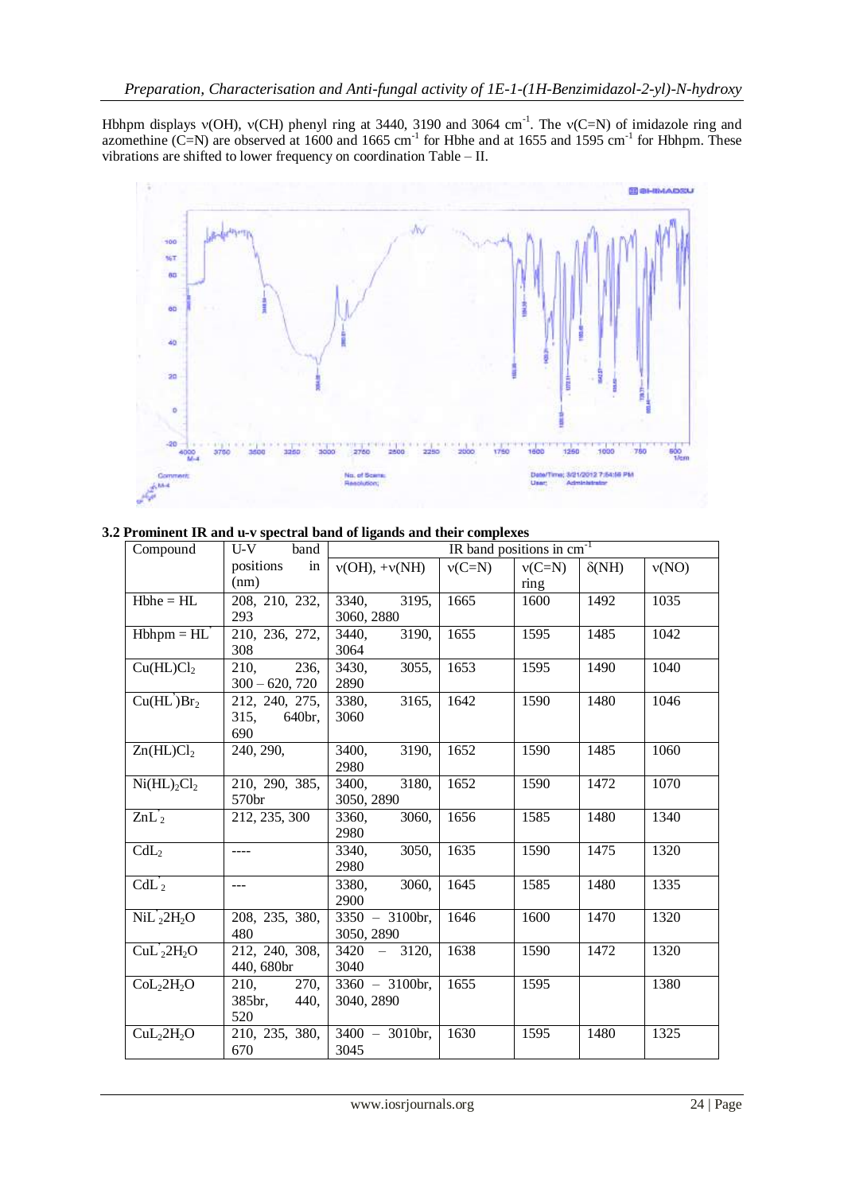Hbhpm displays ν(OH), ν(CH) phenyl ring at 3440, 3190 and 3064 $cm^{-1}$. The ν(C=N) of imidazole ring and azomethine (C=N) are observed at 1600 and 1665 $cm^{-1}$ for Hbhe and at 1655 and 1595 $cm^{-1}$ for Hbhpm. These vibrations are shifted to lower frequency on coordination Table – II.

**3.2 Prominent IR and u-v spectral band of ligands and their complexes**

| Compound | U-V band positions in (nm) | IR band positions in $cm^{-1}$ | | | | |
|---|---|---|---|---|---|---|
| | | ν(OH), +ν(NH) | ν(C=N) | ν(C=N) ring | δ(NH) | ν(NO) |
| Hbhe = HL | 208, 210, 232, 293 | 3340, 3195, 3060, 2880 | 1665 | 1600 | 1492 | 1035 |
| Hbhpm = HL' | 210, 236, 272, 308 | 3440, 3190, 3064 | 1655 | 1595 | 1485 | 1042 |
| $Cu(HL)Cl_2$ | 210, 236, 300 – 620, 720 | 3430, 3055, 2890 | 1653 | 1595 | 1490 | 1040 |
| $Cu(HL')Br_2$ | 212, 240, 275, 315, 640br, 690 | 3380, 3165, 3060 | 1642 | 1590 | 1480 | 1046 |
| $Zn(HL)Cl_2$ | 240, 290, | 3400, 3190, 2980 | 1652 | 1590 | 1485 | 1060 |
| $Ni(HL)_2Cl_2$ | 210, 290, 385, 570br | 3400, 3180, 3050, 2890 | 1652 | 1590 | 1472 | 1070 |
| $ZnL'_2$ | 212, 235, 300 | 3360, 3060, 2980 | 1656 | 1585 | 1480 | 1340 |
| $CdL_2$ | ---- | 3340, 3050, 2980 | 1635 | 1590 | 1475 | 1320 |
| $CdL'_2$ | --- | 3380, 3060, 2900 | 1645 | 1585 | 1480 | 1335 |
| $NiL'_2 2H_2O$ | 208, 235, 380, 480 | 3350 – 3100br, 3050, 2890 | 1646 | 1600 | 1470 | 1320 |
| $CuL'_2 2H_2O$ | 212, 240, 308, 440, 680br | 3420 – 3120, 3040 | 1638 | 1590 | 1472 | 1320 |
| $CoL_2 2H_2O$ | 210, 270, 385br, 440, 520 | 3360 – 3100br, 3040, 2890 | 1655 | 1595 | | 1380 |
| $CuL_2 2H_2O$ | 210, 235, 380, 670 | 3400 – 3010br, 3045 | 1630 | 1595 | 1480 | 1325 |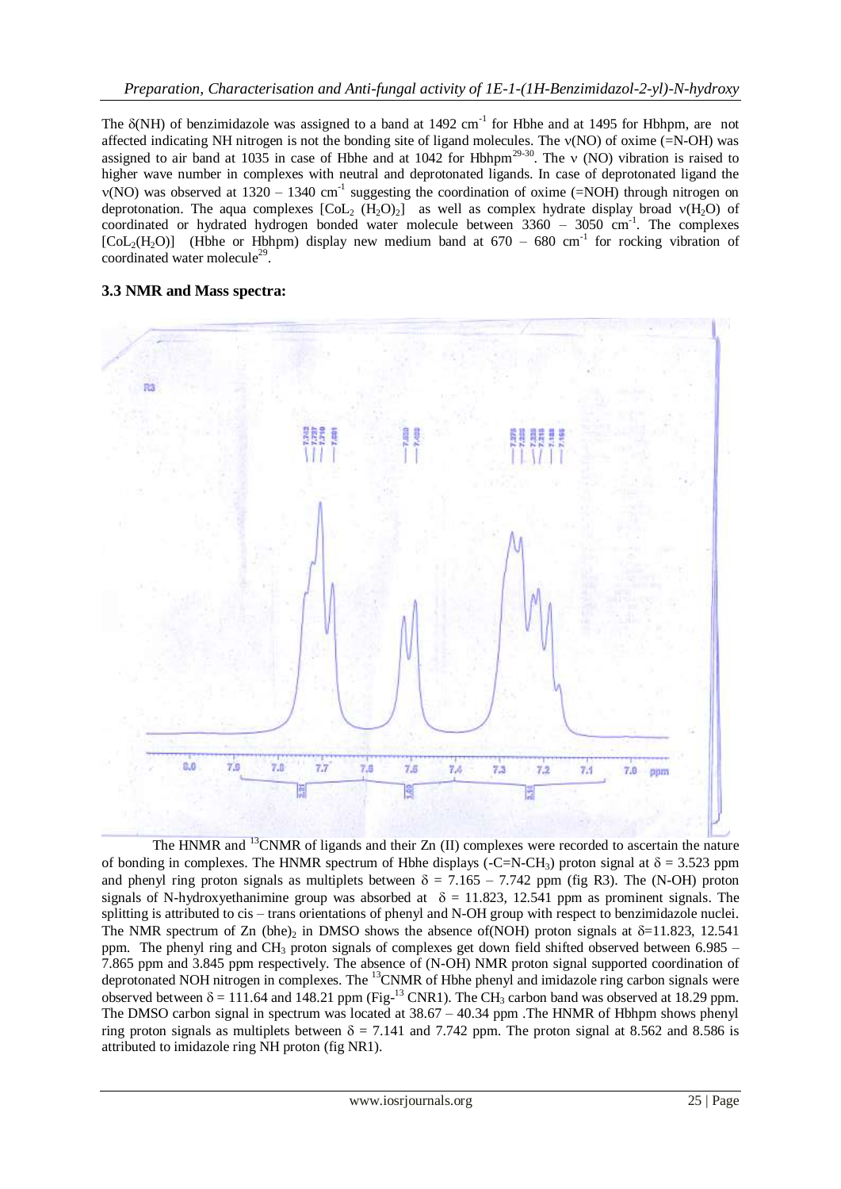The δ(NH) of benzimidazole was assigned to a band at 1492 $cm^{-1}$ for Hbhe and at 1495 for Hbhpm, are not affected indicating NH nitrogen is not the bonding site of ligand molecules. The ν(NO) of oxime (=N-OH) was assigned to air band at 1035 in case of Hbhe and at 1042 for Hbhpm[29-30]. The ν (NO) vibration is raised to higher wave number in complexes with neutral and deprotonated ligands. In case of deprotonated ligand the ν(NO) was observed at 1320 – 1340 $cm^{-1}$ suggesting the coordination of oxime (=NOH) through nitrogen on deprotonation. The aqua complexes $[CoL_2 (H_2O)_2]$ as well as complex hydrate display broad $\nu(H_2O)$ of coordinated or hydrated hydrogen bonded water molecule between 3360 – 3050 $cm^{-1}$. The complexes $[CoL_2(H_2O)]$ (Hbhe or Hbhpm) display new medium band at 670 – 680 $cm^{-1}$ for rocking vibration of coordinated water molecule[29].

### 3.3 NMR and Mass spectra:

The HNMR and $^{13}$CNMR of ligands and their Zn (II) complexes were recorded to ascertain the nature of bonding in complexes. The HNMR spectrum of Hbhe displays ($-C=N-CH_3$) proton signal at δ = 3.523 ppm and phenyl ring proton signals as multiplets between δ = 7.165 – 7.742 ppm (fig R3). The (N-OH) proton signals of N-hydroxyethanimine group was absorbed at δ = 11.823, 12.541 ppm as prominent signals. The splitting is attributed to cis – trans orientations of phenyl and N-OH group with respect to benzimidazole nuclei. The NMR spectrum of Zn $(bhe)_2$ in DMSO shows the absence of(NOH) proton signals at δ=11.823, 12.541 ppm. The phenyl ring and $CH_3$ proton signals of complexes get down field shifted observed between 6.985 – 7.865 ppm and 3.845 ppm respectively. The absence of (N-OH) NMR proton signal supported coordination of deprotonated NOH nitrogen in complexes. The $^{13}$CNMR of Hbhe phenyl and imidazole ring carbon signals were observed between δ = 111.64 and 148.21 ppm (Fig-$^{13}$ CNR1). The $CH_3$ carbon band was observed at 18.29 ppm. The DMSO carbon signal in spectrum was located at 38.67 – 40.34 ppm .The HNMR of Hbhpm shows phenyl ring proton signals as multiplets between δ = 7.141 and 7.742 ppm. The proton signal at 8.562 and 8.586 is attributed to imidazole ring NH proton (fig NR1).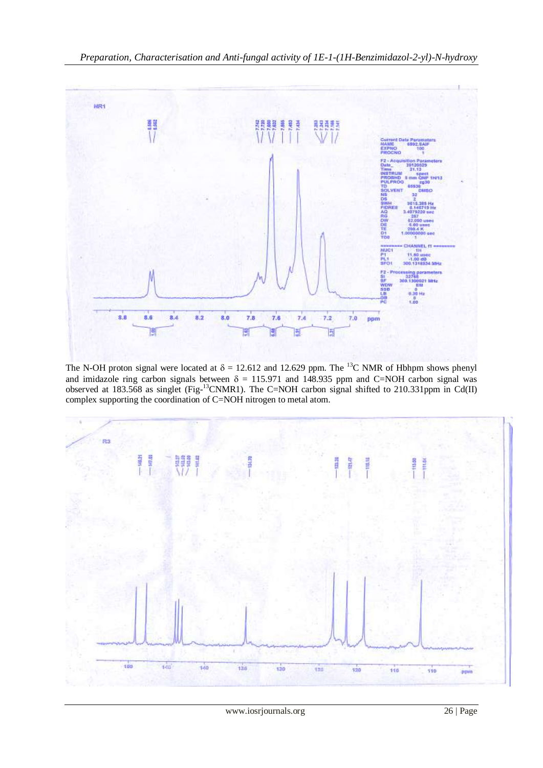The N-OH proton signal were located at $\delta$ = 12.612 and 12.629 ppm. The $^{13}C$ NMR of Hbhpm shows phenyl and imidazole ring carbon signals between $\delta$ = 115.971 and 148.935 ppm and C=NOH carbon signal was observed at 183.568 as singlet (Fig-$^{13}$CNMR1). The C=NOH carbon signal shifted to 210.331ppm in Cd(II) complex supporting the coordination of C=NOH nitrogen to metal atom.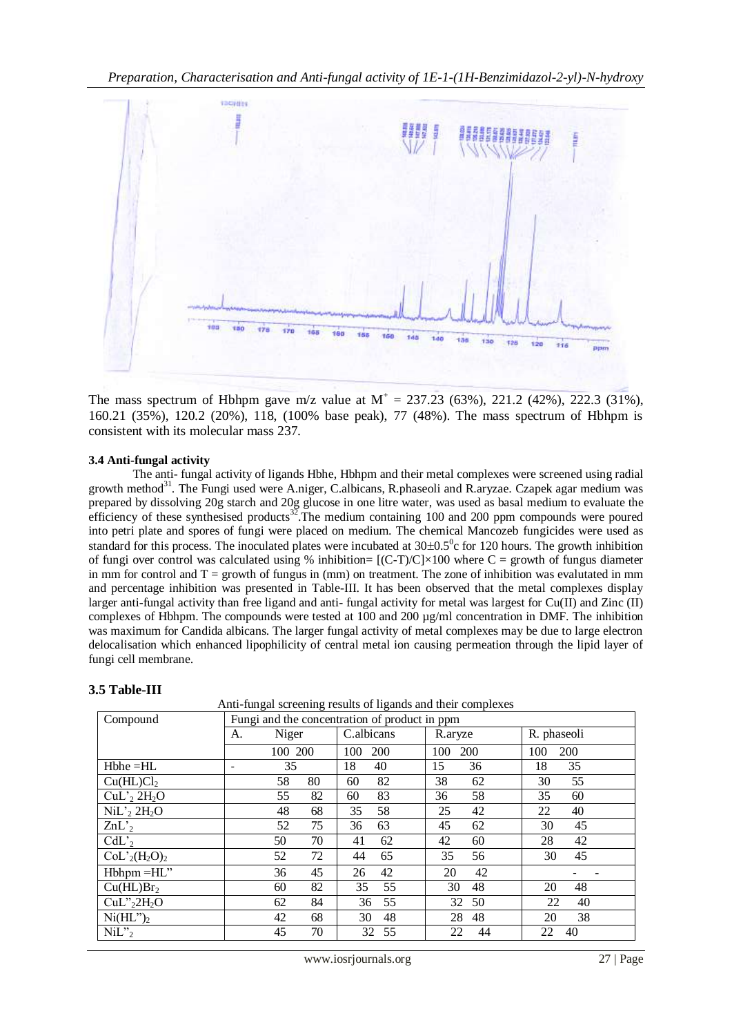The mass spectrum of Hbhpm gave m/z value at $M^+$ = 237.23 (63%), 221.2 (42%), 222.3 (31%), 160.21 (35%), 120.2 (20%), 118, (100% base peak), 77 (48%). The mass spectrum of Hbhpm is consistent with its molecular mass 237.

### 3.4 Anti-fungal activity

The anti- fungal activity of ligands Hbhe, Hbhpm and their metal complexes were screened using radial growth method[31]. The Fungi used were A.niger, C.albicans, R.phaseoli and R.aryzae. Czapek agar medium was prepared by dissolving 20g starch and 20g glucose in one litre water, was used as basal medium to evaluate the efficiency of these synthesised products[32].The medium containing 100 and 200 ppm compounds were poured into petri plate and spores of fungi were placed on medium. The chemical Mancozeb fungicides were used as standard for this process. The inoculated plates were incubated at 30±0.5$^0$c for 120 hours. The growth inhibition of fungi over control was calculated using % inhibition= $[(C-T)/C]\times 100$ where C = growth of fungus diameter in mm for control and T = growth of fungus in (mm) on treatment. The zone of inhibition was evalutated in mm and percentage inhibition was presented in Table-III. It has been observed that the metal complexes display larger anti-fungal activity than free ligand and anti- fungal activity for metal was largest for Cu(II) and Zinc (II) complexes of Hbhpm. The compounds were tested at 100 and 200 µg/ml concentration in DMF. The inhibition was maximum for Candida albicans. The larger fungal activity of metal complexes may be due to large electron delocalisation which enhanced lipophilicity of central metal ion causing permeation through the lipid layer of fungi cell membrane.

### 3.5 Table-III

Anti-fungal screening results of ligands and their complexes

| Compound | Fungi and the concentration of product in ppm | | | | | | | |
|---|---|---|---|---|---|---|---|---|
| | A. Niger | | C.albicans | | R.aryze | | R. phaseoli | |
| | 100 | 200 | 100 | 200 | 100 | 200 | 100 | 200 |
| Hbhe =HL | - | 35 | 18 | 40 | 15 | 36 | 18 | 35 |
| $Cu(HL)Cl_2$ | 58 | 80 | 60 | 82 | 38 | 62 | 30 | 55 |
| $CuL'_2$ $2H_2O$ | 55 | 82 | 60 | 83 | 36 | 58 | 35 | 60 |
| $NiL'_2$ $2H_2O$ | 48 | 68 | 35 | 58 | 25 | 42 | 22 | 40 |
| $ZnL'_2$ | 52 | 75 | 36 | 63 | 45 | 62 | 30 | 45 |
| $CdL'_2$ | 50 | 70 | 41 | 62 | 42 | 60 | 28 | 42 |
| $CoL'_2(H_2O)_2$ | 52 | 72 | 44 | 65 | 35 | 56 | 30 | 45 |
| Hbhpm =HL" | 36 | 45 | 26 | 42 | 20 | 42 | - | - |
| $Cu(HL)Br_2$ | 60 | 82 | 35 | 55 | 30 | 48 | 20 | 48 |
| $CuL"_2 2H_2O$ | 62 | 84 | 36 | 55 | 32 | 50 | 22 | 40 |
| $Ni(HL")_2$ | 42 | 68 | 30 | 48 | 28 | 48 | 20 | 38 |
| $NiL"_2$ | 45 | 70 | 32 | 55 | 22 | 44 | 22 | 40 |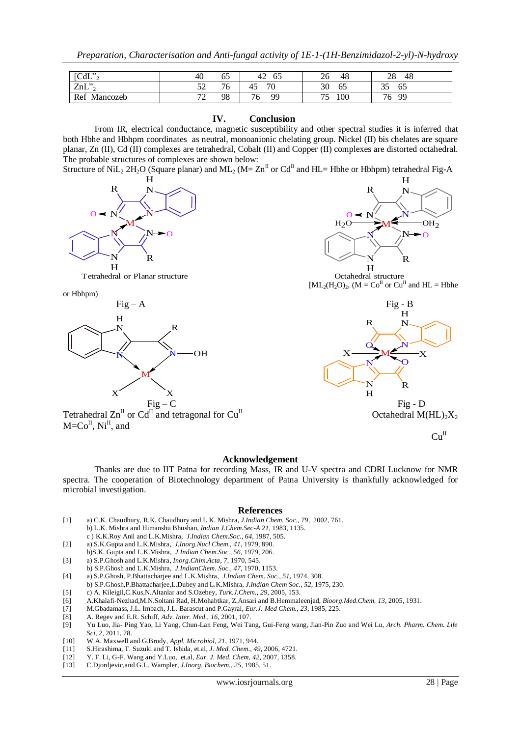| [CdL"$_2$ | 40 65 | 42 65 | 26 48 | 28 48 |
|---|---|---|---|---|
| ZnL"$_2$ | 52 76 | 45 70 | 30 65 | 35 65 |
| Ref Mancozeb | 72 98 | 76 99 | 75 100 | 76 99 |

## IV. Conclusion

From IR, electrical conductance, magnetic susceptibility and other spectral studies it is inferred that both Hbhe and Hbhpm coordinates as neutral, monoanionic chelating group. Nickel (II) bis chelates are square planar, Zn (II), Cd (II) complexes are tetrahedral, Cobalt (II) and Copper (II) complexes are distorted octahedral. The probable structures of complexes are shown below:

Structure of $NiL_2$ $2H_2O$ (Square planar) and $ML_2$ (M= $Zn^{II}$ or $Cd^{II}$ and HL= Hbhe or Hbhpm) tetrahedral Fig-A

Tetrahedral or Planar structure

Fig – A

Octahedral structure

$[ML_2(H_2O)_2$, (M = $Co^{II}$ or $Cu^{II}$ and HL = Hbhe or Hbhpm)

Fig - B

Fig – C

Tetrahedral $Zn^{II}$ or $Cd^{II}$ and tetragonal for $Cu^{II}$

Fig - D

Octahedral $M(HL)_2X_2$

M=$Co^{II}$, $Ni^{II}$, and $Cu^{II}$

## Acknowledgement

Thanks are due to IIT Patna for recording Mass, IR and U-V spectra and CDRI Lucknow for NMR spectra. The cooperation of Biotechnology department of Patna University is thankfully acknowledged for microbial investigation.

## References

[1] a) C.K. Chaudhury, R.K. Chaudhury and L.K. Mishra, *J.Indian Chem. Soc., 79,* 2002, 761.
b) L.K. Mishra and Himanshu Bhushan, *Indian J.Chem.Sec-A 21*, 1983, 1135.
c ) K.K.Roy Anil and L.K.Mishra, *J.Indian Chem.Soc., 64*, 1987, 505.

[2] a) S.K.Gupta and L.K.Mishra, *J.Inorg.Nucl Chem., 41*, 1979, 890.
b)S.K. Gupta and L.K.Mishra, *J.Indian Chem.Soc., 56*, 1979, 206.

[3] a) S.P.Ghosh and L.K.Mishra, *Inorg.Chim.Acta, 7*, 1970, 545.
b) S.P.Ghosh and L.K.Mishra, *J.IndianChem. Soc., 47*, 1970, 1153.

[4] a) S.P.Ghosh, P.Bhattacharjee and L.K.Mishra, *J.Indian Chem. Soc., 51*, 1974, 308.
b) S.P.Ghosh,P.Bhattacharjee,L.Dubey and L.K.Mishra, *J.Indian Chem Soc., 52*, 1975, 230.

[5] c) A. Kileigil,C.Kus,N.Altanlar and S.Ozebey, *Turk.J.Chem., 29*, 2005, 153.

[6] A.Khalafi-Nezhad,M.N.Soltani Rad, H.Mohabtkar, Z.Ansari and B.Hemmaleenjad, *Bioorg.Med.Chem. 13*, 2005, 1931.

[7] M.Gbadamass, J.L. Imbach, J.L. Barascut and P.Gayral, *Eur.J. Med Chem., 23*, 1985, 225.

[8] A. Regev and E.R. Schiff, *Adv. Inter. Med., 16*, 2001, 107.

[9] Yu Luo, Jia- Ping Yao, Li Yang, Chun-Lan Feng, Wei Tang, Gui-Feng wang, Jian-Pin Zuo and Wei Lu, *Arch. Pharm. Chem. Life Sci, 2*, 2011, 78.

[10] W.A. Maxwell and G.Brody, *Appl. Microbiol, 21*, 1971, 944.

[11] S.Hirashima, T. Suzuki and T. Ishida, et.al, *J. Med. Chem., 49*, 2006, 4721.

[12] Y. F. Li, G-F. Wang and Y.Luo, et.al, *Eur. J. Med. Chem, 42*, 2007, 1358.

[13] C.Djordjevic,and G.L. Wampler, *J.Inorg. Biochem., 25*, 1985, 51.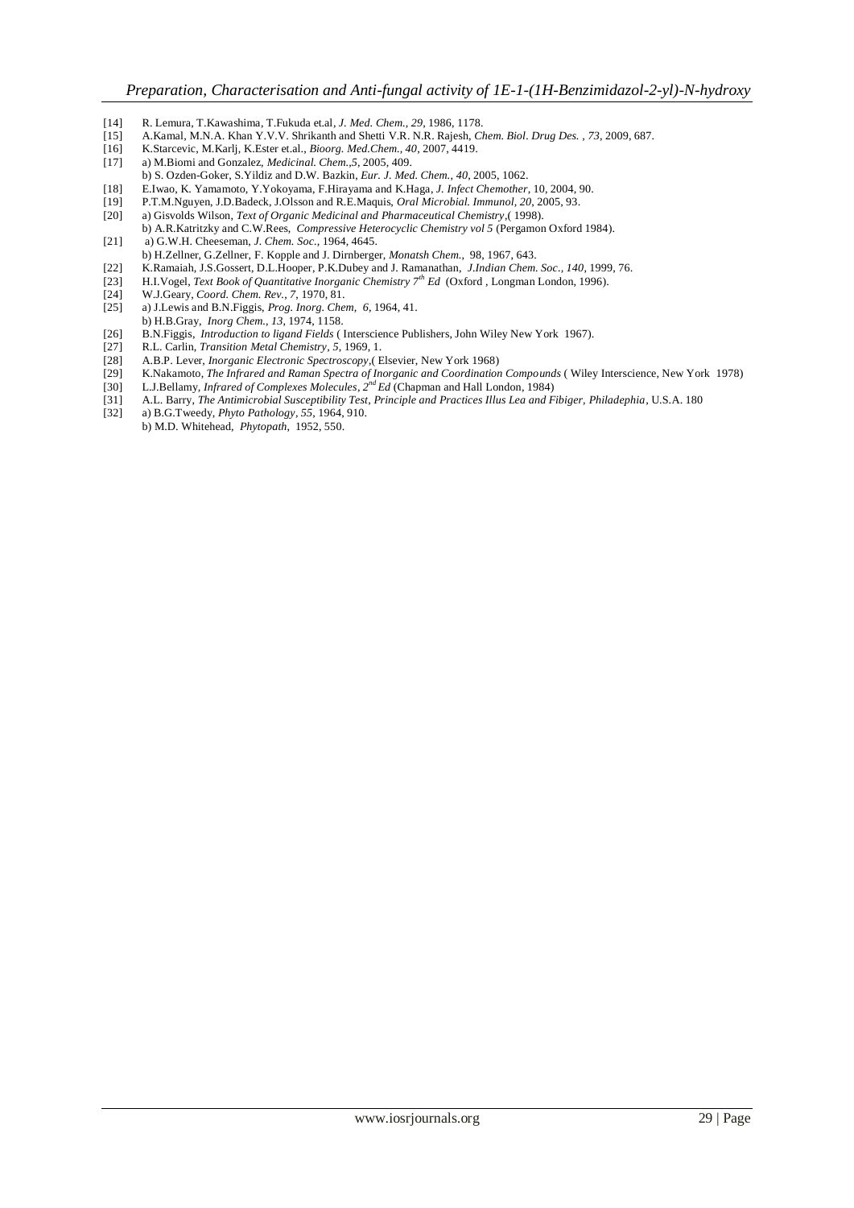[14] R. Lemura, T.Kawashima, T.Fukuda et.al, *J. Med. Chem., 29*, 1986, 1178.

[15] A.Kamal, M.N.A. Khan Y.V.V. Shrikanth and Shetti V.R. N.R. Rajesh, *Chem. Biol. Drug Des. , 73*, 2009, 687.

[16] K.Starcevic, M.Karlj, K.Ester et.al., *Bioorg. Med.Chem., 40*, 2007, 4419.

[17] a) M.Biomi and Gonzalez, *Medicinal. Chem.,5*, 2005, 409.
b) S. Ozden-Goker, S.Yildiz and D.W. Bazkin, *Eur. J. Med. Chem., 40*, 2005, 1062.

[18] E.Iwao, K. Yamamoto, Y.Yokoyama, F.Hirayama and K.Haga, *J. Infect Chemother*, 10, 2004, 90.

[19] P.T.M.Nguyen, J.D.Badeck, J.Olsson and R.E.Maquis, *Oral Microbial. Immunol, 20*, 2005, 93.

[20] a) Gisvolds Wilson, *Text of Organic Medicinal and Pharmaceutical Chemistry*,( 1998).
b) A.R.Katritzky and C.W.Rees, *Compressive Heterocyclic Chemistry vol 5* (Pergamon Oxford 1984).

[21] a) G.W.H. Cheeseman, *J. Chem. Soc.,* 1964, 4645.
b) H.Zellner, G.Zellner, F. Kopple and J. Dirnberger, *Monatsh Chem.*, 98, 1967, 643.

[22] K.Ramaiah, J.S.Gossert, D.L.Hooper, P.K.Dubey and J. Ramanathan, *J.Indian Chem. Soc., 140*, 1999, 76.

[23] H.I.Vogel, *Text Book of Quantitative Inorganic Chemistry 7th Ed* (Oxford , Longman London, 1996).

[24] W.J.Geary, *Coord. Chem. Rev., 7*, 1970, 81.

[25] a) J.Lewis and B.N.Figgis, *Prog. Inorg. Chem, 6*, 1964, 41.
b) H.B.Gray, *Inorg Chem., 13*, 1974, 1158.

[26] B.N.Figgis, *Introduction to ligand Fields* ( Interscience Publishers, John Wiley New York 1967).

[27] R.L. Carlin, *Transition Metal Chemistry, 5*, 1969, 1.

[28] A.B.P. Lever, *Inorganic Electronic Spectroscopy*,( Elsevier, New York 1968)

[29] K.Nakamoto, *The Infrared and Raman Spectra of Inorganic and Coordination Compounds* ( Wiley Interscience, New York 1978)

[30] L.J.Bellamy, *Infrared of Complexes Molecules, 2nd Ed* (Chapman and Hall London, 1984)

[31] A.L. Barry, *The Antimicrobial Susceptibility Test, Principle and Practices Illus Lea and Fibiger, Philadephia*, U.S.A. 180

[32] a) B.G.Tweedy, *Phyto Pathology, 55*, 1964, 910.
b) M.D. Whitehead, *Phytopath*, 1952, 550.